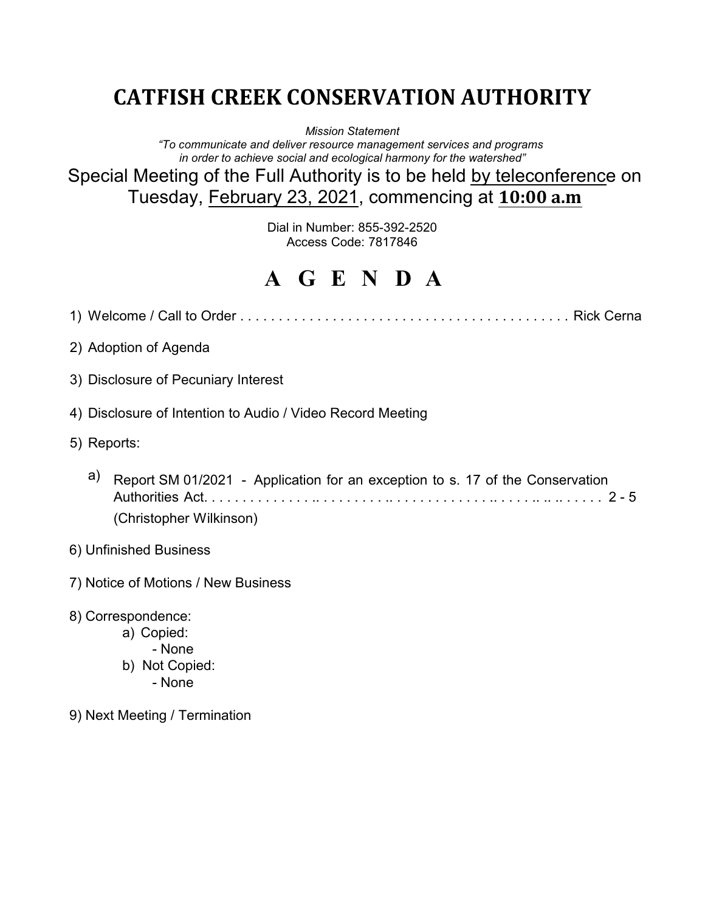# CATFISH CREEK CONSERVATION AUTHORITY

*Mission Statement*
*"To communicate and deliver resource management services and programs in order to achieve social and ecological harmony for the watershed"*

## Special Meeting of the Full Authority is to be held by teleconference on Tuesday, February 23, 2021, commencing at **10:00 a.m**

Dial in Number: 855-392-2520
Access Code: 7817846

# A G E N D A

1) Welcome / Call to Order . . . . . . . . . . . . . . . . . . . . . . . . . . . . . . . . . . . . . . . . . . . . Rick Cerna

2) Adoption of Agenda

3) Disclosure of Pecuniary Interest

4) Disclosure of Intention to Audio / Video Record Meeting

5) Reports:

   a) Report SM 01/2021 - Application for an exception to s. 17 of the Conservation Authorities Act. . . . . . . . . . . . . . .. . . . . . . . . . .. . . . . . . . . . . . . . . .. . . . . . .. .. .. . . . . . 2 - 5
   (Christopher Wilkinson)

6) Unfinished Business

7) Notice of Motions / New Business

8) Correspondence:
   a) Copied:
      - None
   b) Not Copied:
      - None

9) Next Meeting / Termination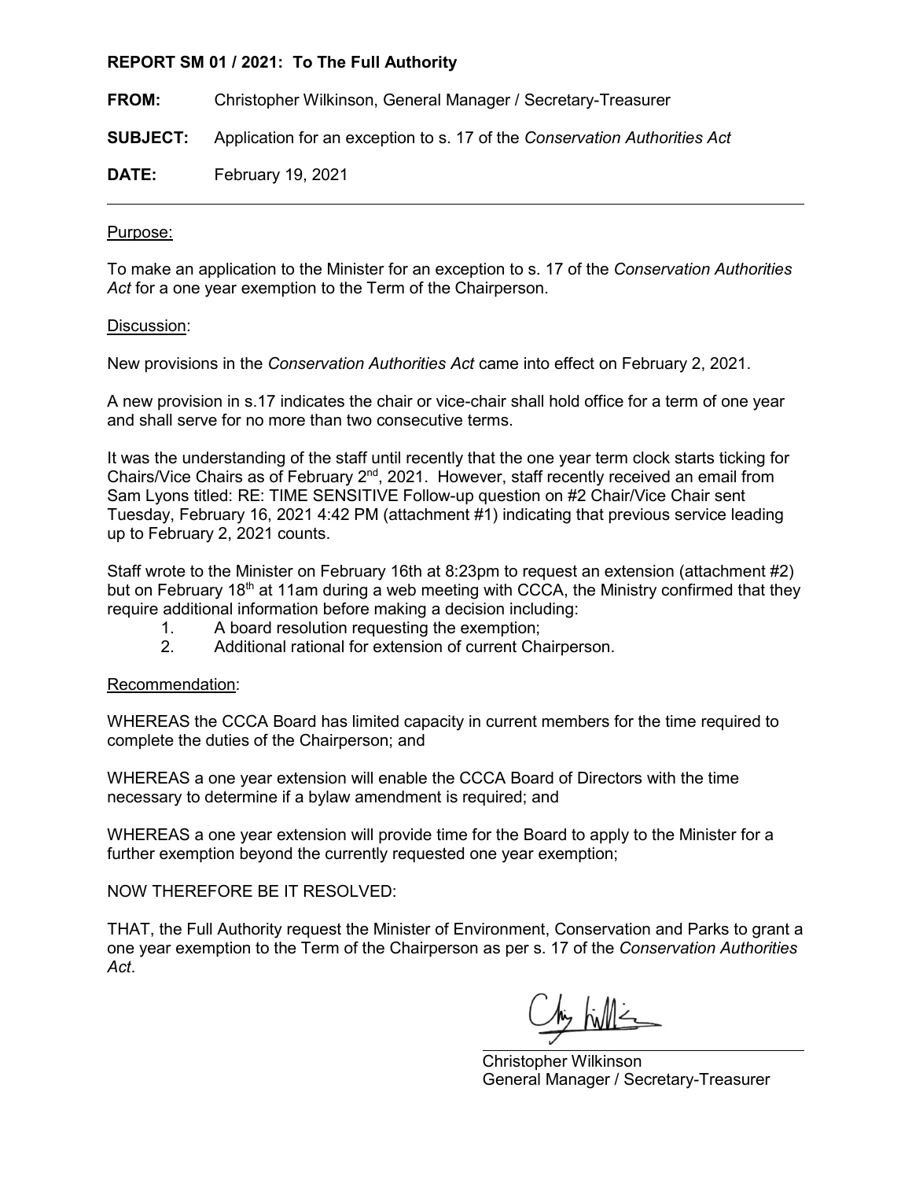**REPORT SM 01 / 2021: To The Full Authority**

**FROM:** Christopher Wilkinson, General Manager / Secretary-Treasurer

**SUBJECT:** Application for an exception to s. 17 of the *Conservation Authorities Act*

**DATE:** February 19, 2021

---

Purpose:

To make an application to the Minister for an exception to s. 17 of the *Conservation Authorities Act* for a one year exemption to the Term of the Chairperson.

Discussion:

New provisions in the *Conservation Authorities Act* came into effect on February 2, 2021.

A new provision in s.17 indicates the chair or vice-chair shall hold office for a term of one year and shall serve for no more than two consecutive terms.

It was the understanding of the staff until recently that the one year term clock starts ticking for Chairs/Vice Chairs as of February 2nd, 2021. However, staff recently received an email from Sam Lyons titled: RE: TIME SENSITIVE Follow-up question on #2 Chair/Vice Chair sent Tuesday, February 16, 2021 4:42 PM (attachment #1) indicating that previous service leading up to February 2, 2021 counts.

Staff wrote to the Minister on February 16th at 8:23pm to request an extension (attachment #2) but on February 18th at 11am during a web meeting with CCCA, the Ministry confirmed that they require additional information before making a decision including:

1. A board resolution requesting the exemption;
2. Additional rational for extension of current Chairperson.

Recommendation:

WHEREAS the CCCA Board has limited capacity in current members for the time required to complete the duties of the Chairperson; and

WHEREAS a one year extension will enable the CCCA Board of Directors with the time necessary to determine if a bylaw amendment is required; and

WHEREAS a one year extension will provide time for the Board to apply to the Minister for a further exemption beyond the currently requested one year exemption;

NOW THEREFORE BE IT RESOLVED:

THAT, the Full Authority request the Minister of Environment, Conservation and Parks to grant a one year exemption to the Term of the Chairperson as per s. 17 of the *Conservation Authorities Act*.

Christopher Wilkinson
General Manager / Secretary-Treasurer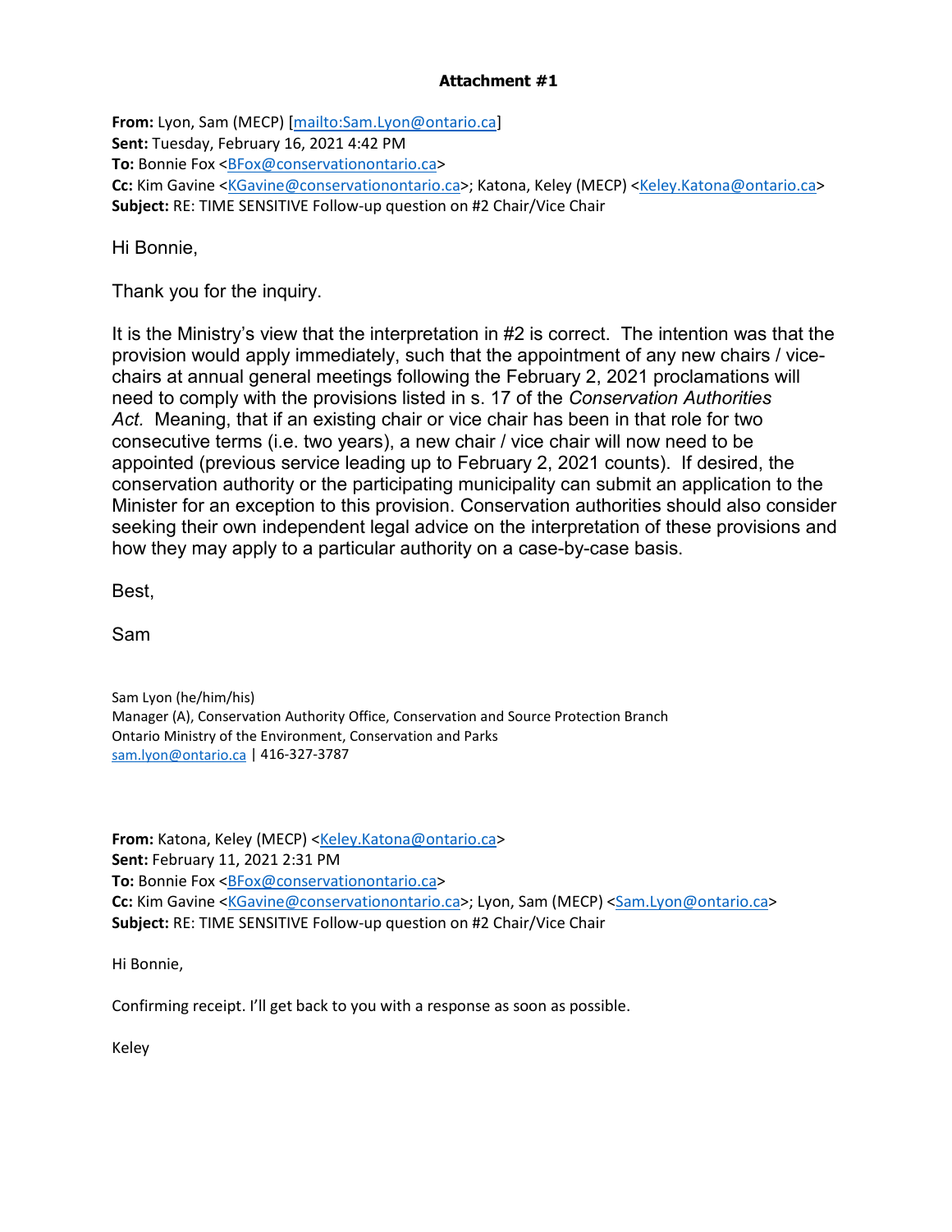**Attachment #1**

**From:** Lyon, Sam (MECP) [mailto:Sam.Lyon@ontario.ca]
**Sent:** Tuesday, February 16, 2021 4:42 PM
**To:** Bonnie Fox <BFox@conservationontario.ca>
**Cc:** Kim Gavine <KGavine@conservationontario.ca>; Katona, Keley (MECP) <Keley.Katona@ontario.ca>
**Subject:** RE: TIME SENSITIVE Follow-up question on #2 Chair/Vice Chair

Hi Bonnie,

Thank you for the inquiry.

It is the Ministry's view that the interpretation in #2 is correct. The intention was that the provision would apply immediately, such that the appointment of any new chairs / vice-chairs at annual general meetings following the February 2, 2021 proclamations will need to comply with the provisions listed in s. 17 of the *Conservation Authorities Act.* Meaning, that if an existing chair or vice chair has been in that role for two consecutive terms (i.e. two years), a new chair / vice chair will now need to be appointed (previous service leading up to February 2, 2021 counts). If desired, the conservation authority or the participating municipality can submit an application to the Minister for an exception to this provision. Conservation authorities should also consider seeking their own independent legal advice on the interpretation of these provisions and how they may apply to a particular authority on a case-by-case basis.

Best,

Sam

Sam Lyon (he/him/his)
Manager (A), Conservation Authority Office, Conservation and Source Protection Branch
Ontario Ministry of the Environment, Conservation and Parks
sam.lyon@ontario.ca | 416-327-3787

**From:** Katona, Keley (MECP) <Keley.Katona@ontario.ca>
**Sent:** February 11, 2021 2:31 PM
**To:** Bonnie Fox <BFox@conservationontario.ca>
**Cc:** Kim Gavine <KGavine@conservationontario.ca>; Lyon, Sam (MECP) <Sam.Lyon@ontario.ca>
**Subject:** RE: TIME SENSITIVE Follow-up question on #2 Chair/Vice Chair

Hi Bonnie,

Confirming receipt. I'll get back to you with a response as soon as possible.

Keley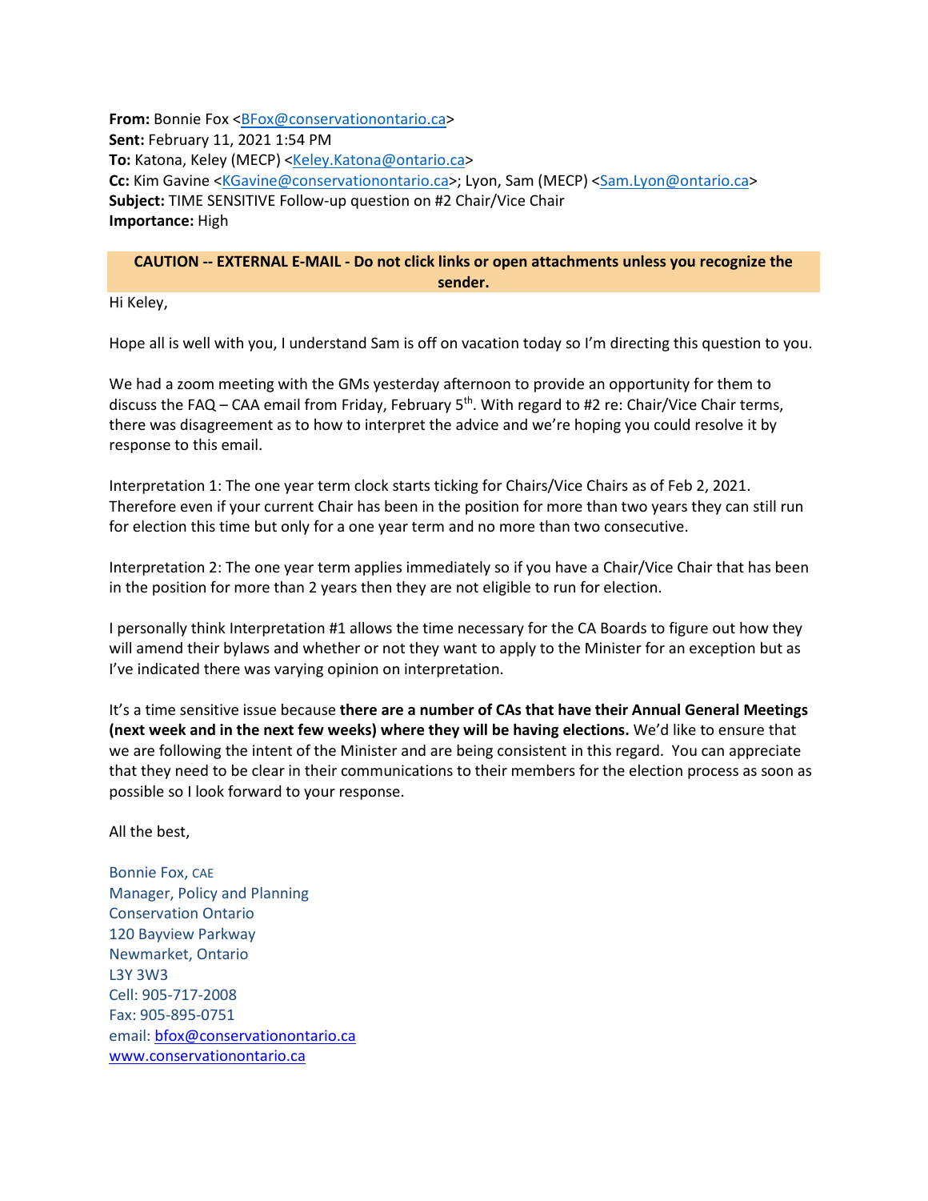**From:** Bonnie Fox <BFox@conservationontario.ca>
**Sent:** February 11, 2021 1:54 PM
**To:** Katona, Keley (MECP) <Keley.Katona@ontario.ca>
**Cc:** Kim Gavine <KGavine@conservationontario.ca>; Lyon, Sam (MECP) <Sam.Lyon@ontario.ca>
**Subject:** TIME SENSITIVE Follow-up question on #2 Chair/Vice Chair
**Importance:** High

**CAUTION -- EXTERNAL E-MAIL - Do not click links or open attachments unless you recognize the sender.**

Hi Keley,

Hope all is well with you, I understand Sam is off on vacation today so I'm directing this question to you.

We had a zoom meeting with the GMs yesterday afternoon to provide an opportunity for them to discuss the FAQ – CAA email from Friday, February 5th. With regard to #2 re: Chair/Vice Chair terms, there was disagreement as to how to interpret the advice and we're hoping you could resolve it by response to this email.

Interpretation 1: The one year term clock starts ticking for Chairs/Vice Chairs as of Feb 2, 2021. Therefore even if your current Chair has been in the position for more than two years they can still run for election this time but only for a one year term and no more than two consecutive.

Interpretation 2: The one year term applies immediately so if you have a Chair/Vice Chair that has been in the position for more than 2 years then they are not eligible to run for election.

I personally think Interpretation #1 allows the time necessary for the CA Boards to figure out how they will amend their bylaws and whether or not they want to apply to the Minister for an exception but as I've indicated there was varying opinion on interpretation.

It's a time sensitive issue because **there are a number of CAs that have their Annual General Meetings (next week and in the next few weeks) where they will be having elections.** We'd like to ensure that we are following the intent of the Minister and are being consistent in this regard. You can appreciate that they need to be clear in their communications to their members for the election process as soon as possible so I look forward to your response.

All the best,

Bonnie Fox, CAE
Manager, Policy and Planning
Conservation Ontario
120 Bayview Parkway
Newmarket, Ontario
L3Y 3W3
Cell: 905-717-2008
Fax: 905-895-0751
email: bfox@conservationontario.ca
www.conservationontario.ca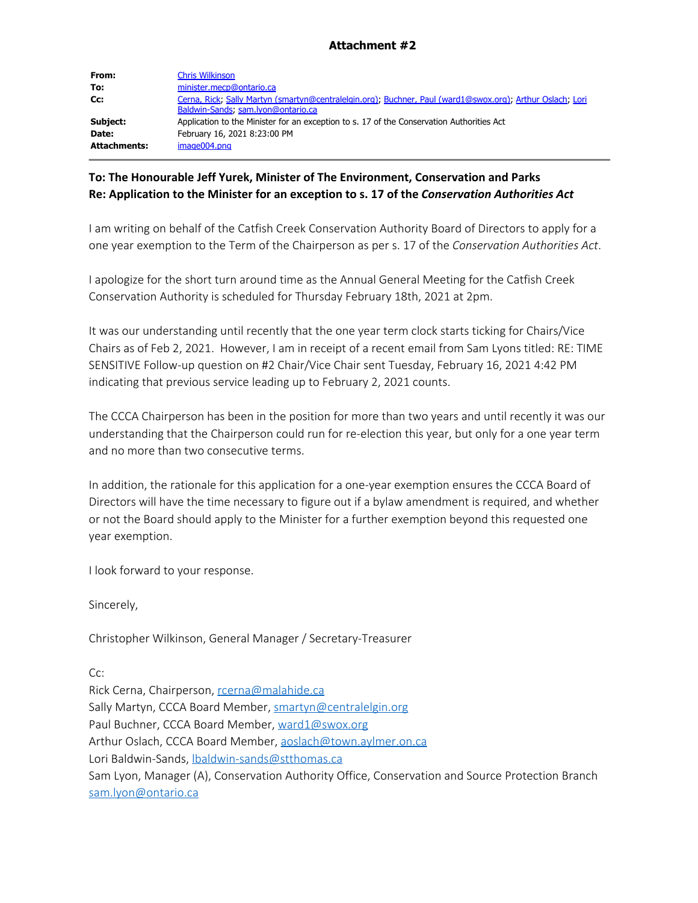## Attachment #2

| | |
|---|---|
| **From:** | Chris Wilkinson |
| **To:** | minister.mecp@ontario.ca |
| **Cc:** | Cerna, Rick; Sally Martyn (smartyn@centralelgin.org); Buchner, Paul (ward1@swox.org); Arthur Oslach; Lori Baldwin-Sands; sam.lyon@ontario.ca |
| **Subject:** | Application to the Minister for an exception to s. 17 of the Conservation Authorities Act |
| **Date:** | February 16, 2021 8:23:00 PM |
| **Attachments:** | image004.png |

**To: The Honourable Jeff Yurek, Minister of The Environment, Conservation and Parks**
**Re: Application to the Minister for an exception to s. 17 of the *Conservation Authorities Act***

I am writing on behalf of the Catfish Creek Conservation Authority Board of Directors to apply for a one year exemption to the Term of the Chairperson as per s. 17 of the *Conservation Authorities Act*.

I apologize for the short turn around time as the Annual General Meeting for the Catfish Creek Conservation Authority is scheduled for Thursday February 18th, 2021 at 2pm.

It was our understanding until recently that the one year term clock starts ticking for Chairs/Vice Chairs as of Feb 2, 2021. However, I am in receipt of a recent email from Sam Lyons titled: RE: TIME SENSITIVE Follow-up question on #2 Chair/Vice Chair sent Tuesday, February 16, 2021 4:42 PM indicating that previous service leading up to February 2, 2021 counts.

The CCCA Chairperson has been in the position for more than two years and until recently it was our understanding that the Chairperson could run for re-election this year, but only for a one year term and no more than two consecutive terms.

In addition, the rationale for this application for a one-year exemption ensures the CCCA Board of Directors will have the time necessary to figure out if a bylaw amendment is required, and whether or not the Board should apply to the Minister for a further exemption beyond this requested one year exemption.

I look forward to your response.

Sincerely,

Christopher Wilkinson, General Manager / Secretary-Treasurer

Cc:
Rick Cerna, Chairperson, rcerna@malahide.ca
Sally Martyn, CCCA Board Member, smartyn@centralelgin.org
Paul Buchner, CCCA Board Member, ward1@swox.org
Arthur Oslach, CCCA Board Member, aoslach@town.aylmer.on.ca
Lori Baldwin-Sands, lbaldwin-sands@stthomas.ca
Sam Lyon, Manager (A), Conservation Authority Office, Conservation and Source Protection Branch sam.lyon@ontario.ca